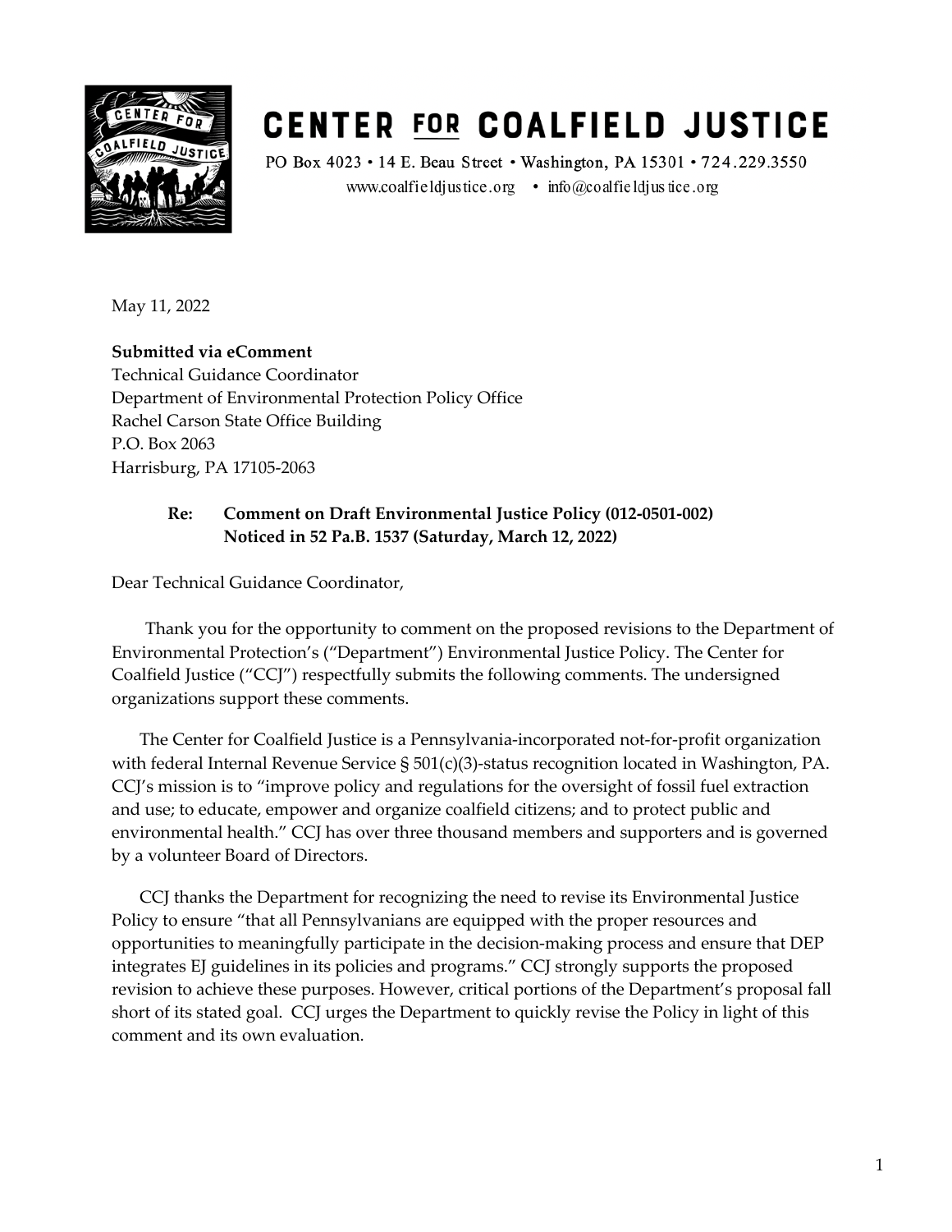# CENTER FOR COALFIELD JUSTICE

PO Box 4023 • 14 E. Beau Street • Washington, PA 15301 • 724.229.3550
www.coalfieldjustice.org • info@coalfieldjustice.org

May 11, 2022

**Submitted via eComment**
Technical Guidance Coordinator
Department of Environmental Protection Policy Office
Rachel Carson State Office Building
P.O. Box 2063
Harrisburg, PA 17105-2063

**Re: Comment on Draft Environmental Justice Policy (012-0501-002)**
**Noticed in 52 Pa.B. 1537 (Saturday, March 12, 2022)**

Dear Technical Guidance Coordinator,

Thank you for the opportunity to comment on the proposed revisions to the Department of Environmental Protection's ("Department") Environmental Justice Policy. The Center for Coalfield Justice ("CCJ") respectfully submits the following comments. The undersigned organizations support these comments.

The Center for Coalfield Justice is a Pennsylvania-incorporated not-for-profit organization with federal Internal Revenue Service § 501(c)(3)-status recognition located in Washington, PA. CCJ's mission is to "improve policy and regulations for the oversight of fossil fuel extraction and use; to educate, empower and organize coalfield citizens; and to protect public and environmental health." CCJ has over three thousand members and supporters and is governed by a volunteer Board of Directors.

CCJ thanks the Department for recognizing the need to revise its Environmental Justice Policy to ensure "that all Pennsylvanians are equipped with the proper resources and opportunities to meaningfully participate in the decision-making process and ensure that DEP integrates EJ guidelines in its policies and programs." CCJ strongly supports the proposed revision to achieve these purposes. However, critical portions of the Department's proposal fall short of its stated goal. CCJ urges the Department to quickly revise the Policy in light of this comment and its own evaluation.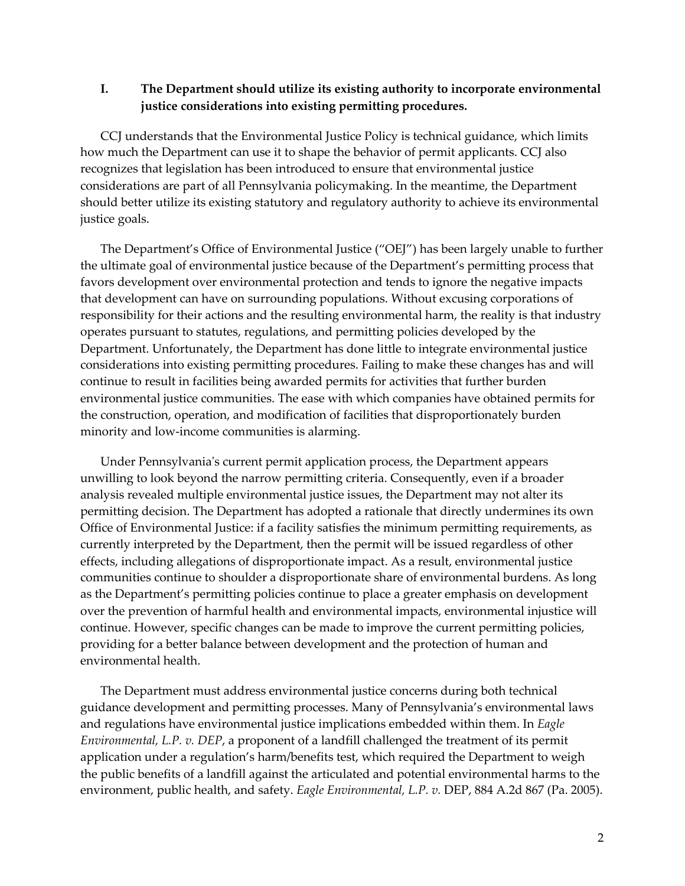## I. The Department should utilize its existing authority to incorporate environmental justice considerations into existing permitting procedures.

CCJ understands that the Environmental Justice Policy is technical guidance, which limits how much the Department can use it to shape the behavior of permit applicants. CCJ also recognizes that legislation has been introduced to ensure that environmental justice considerations are part of all Pennsylvania policymaking. In the meantime, the Department should better utilize its existing statutory and regulatory authority to achieve its environmental justice goals.

The Department's Office of Environmental Justice ("OEJ") has been largely unable to further the ultimate goal of environmental justice because of the Department's permitting process that favors development over environmental protection and tends to ignore the negative impacts that development can have on surrounding populations. Without excusing corporations of responsibility for their actions and the resulting environmental harm, the reality is that industry operates pursuant to statutes, regulations, and permitting policies developed by the Department. Unfortunately, the Department has done little to integrate environmental justice considerations into existing permitting procedures. Failing to make these changes has and will continue to result in facilities being awarded permits for activities that further burden environmental justice communities. The ease with which companies have obtained permits for the construction, operation, and modification of facilities that disproportionately burden minority and low-income communities is alarming.

Under Pennsylvania's current permit application process, the Department appears unwilling to look beyond the narrow permitting criteria. Consequently, even if a broader analysis revealed multiple environmental justice issues, the Department may not alter its permitting decision. The Department has adopted a rationale that directly undermines its own Office of Environmental Justice: if a facility satisfies the minimum permitting requirements, as currently interpreted by the Department, then the permit will be issued regardless of other effects, including allegations of disproportionate impact. As a result, environmental justice communities continue to shoulder a disproportionate share of environmental burdens. As long as the Department's permitting policies continue to place a greater emphasis on development over the prevention of harmful health and environmental impacts, environmental injustice will continue. However, specific changes can be made to improve the current permitting policies, providing for a better balance between development and the protection of human and environmental health.

The Department must address environmental justice concerns during both technical guidance development and permitting processes. Many of Pennsylvania's environmental laws and regulations have environmental justice implications embedded within them. In *Eagle Environmental, L.P. v. DEP*, a proponent of a landfill challenged the treatment of its permit application under a regulation's harm/benefits test, which required the Department to weigh the public benefits of a landfill against the articulated and potential environmental harms to the environment, public health, and safety. *Eagle Environmental, L.P. v.* DEP, 884 A.2d 867 (Pa. 2005).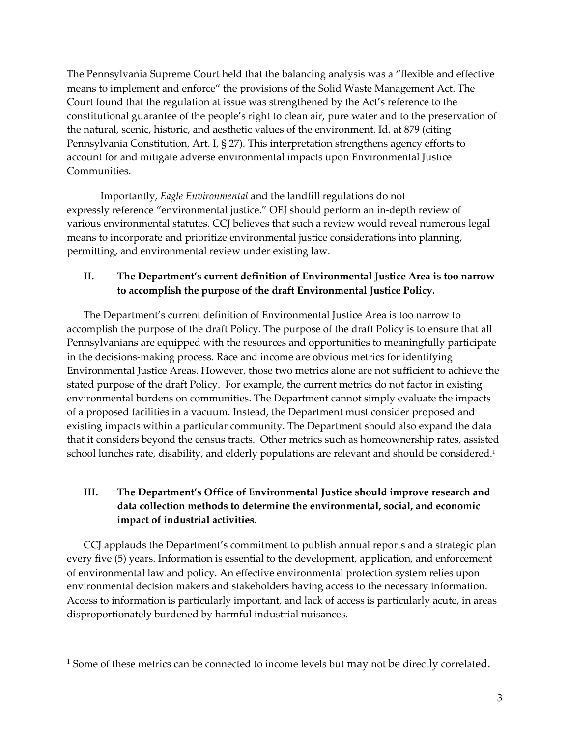The Pennsylvania Supreme Court held that the balancing analysis was a "flexible and effective means to implement and enforce" the provisions of the Solid Waste Management Act. The Court found that the regulation at issue was strengthened by the Act's reference to the constitutional guarantee of the people's right to clean air, pure water and to the preservation of the natural, scenic, historic, and aesthetic values of the environment. Id. at 879 (citing Pennsylvania Constitution, Art. I, § 27). This interpretation strengthens agency efforts to account for and mitigate adverse environmental impacts upon Environmental Justice Communities.

Importantly, *Eagle Environmental* and the landfill regulations do not expressly reference "environmental justice." OEJ should perform an in-depth review of various environmental statutes. CCJ believes that such a review would reveal numerous legal means to incorporate and prioritize environmental justice considerations into planning, permitting, and environmental review under existing law.

## II. The Department's current definition of Environmental Justice Area is too narrow to accomplish the purpose of the draft Environmental Justice Policy.

The Department's current definition of Environmental Justice Area is too narrow to accomplish the purpose of the draft Policy. The purpose of the draft Policy is to ensure that all Pennsylvanians are equipped with the resources and opportunities to meaningfully participate in the decisions-making process. Race and income are obvious metrics for identifying Environmental Justice Areas. However, those two metrics alone are not sufficient to achieve the stated purpose of the draft Policy. For example, the current metrics do not factor in existing environmental burdens on communities. The Department cannot simply evaluate the impacts of a proposed facilities in a vacuum. Instead, the Department must consider proposed and existing impacts within a particular community. The Department should also expand the data that it considers beyond the census tracts. Other metrics such as homeownership rates, assisted school lunches rate, disability, and elderly populations are relevant and should be considered.[1]

## III. The Department's Office of Environmental Justice should improve research and data collection methods to determine the environmental, social, and economic impact of industrial activities.

CCJ applauds the Department's commitment to publish annual reports and a strategic plan every five (5) years. Information is essential to the development, application, and enforcement of environmental law and policy. An effective environmental protection system relies upon environmental decision makers and stakeholders having access to the necessary information. Access to information is particularly important, and lack of access is particularly acute, in areas disproportionately burdened by harmful industrial nuisances.

---

[1] Some of these metrics can be connected to income levels but may not be directly correlated.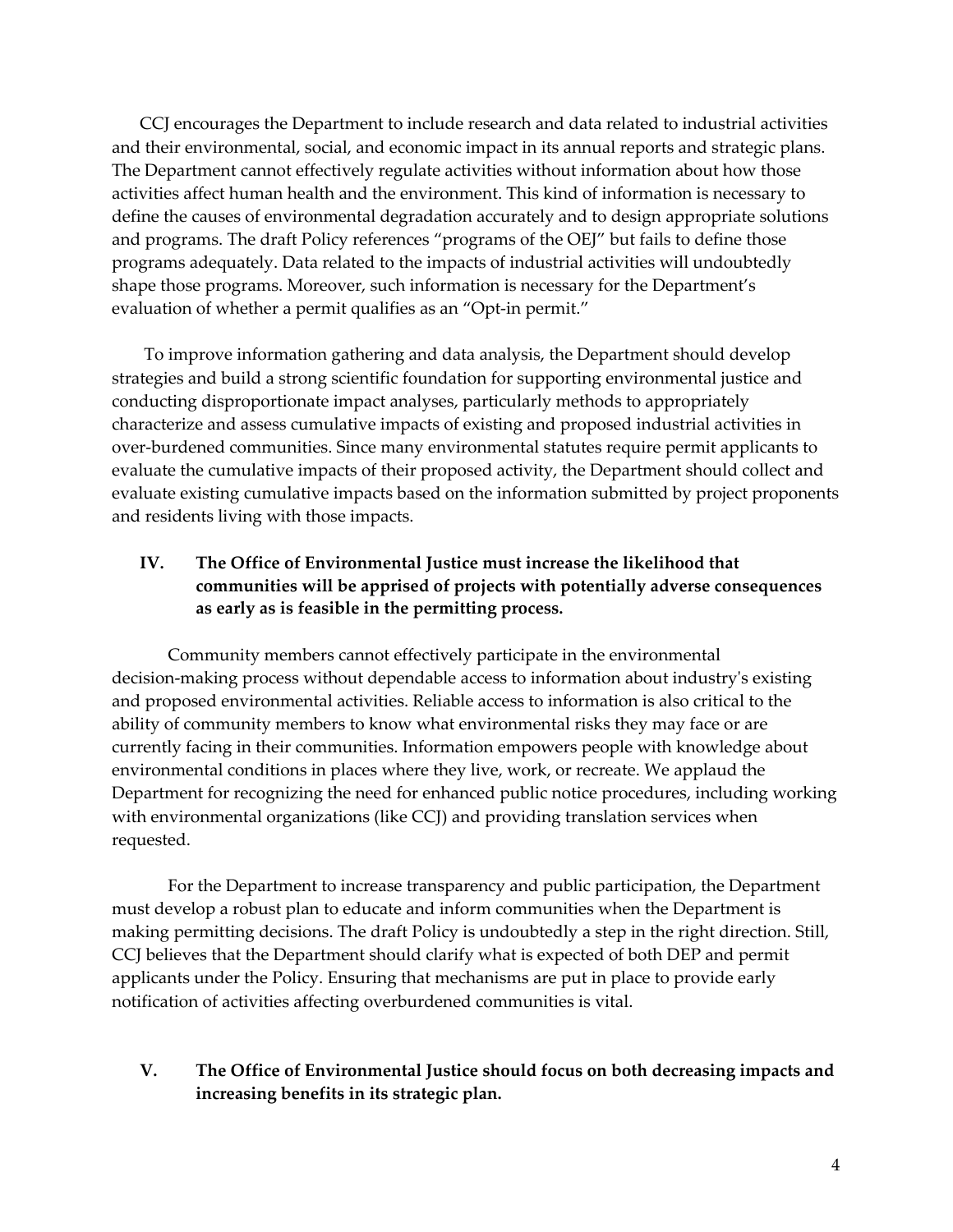CCJ encourages the Department to include research and data related to industrial activities and their environmental, social, and economic impact in its annual reports and strategic plans. The Department cannot effectively regulate activities without information about how those activities affect human health and the environment. This kind of information is necessary to define the causes of environmental degradation accurately and to design appropriate solutions and programs. The draft Policy references "programs of the OEJ" but fails to define those programs adequately. Data related to the impacts of industrial activities will undoubtedly shape those programs. Moreover, such information is necessary for the Department's evaluation of whether a permit qualifies as an "Opt-in permit."

To improve information gathering and data analysis, the Department should develop strategies and build a strong scientific foundation for supporting environmental justice and conducting disproportionate impact analyses, particularly methods to appropriately characterize and assess cumulative impacts of existing and proposed industrial activities in over-burdened communities. Since many environmental statutes require permit applicants to evaluate the cumulative impacts of their proposed activity, the Department should collect and evaluate existing cumulative impacts based on the information submitted by project proponents and residents living with those impacts.

## IV. The Office of Environmental Justice must increase the likelihood that communities will be apprised of projects with potentially adverse consequences as early as is feasible in the permitting process.

Community members cannot effectively participate in the environmental decision-making process without dependable access to information about industry's existing and proposed environmental activities. Reliable access to information is also critical to the ability of community members to know what environmental risks they may face or are currently facing in their communities. Information empowers people with knowledge about environmental conditions in places where they live, work, or recreate. We applaud the Department for recognizing the need for enhanced public notice procedures, including working with environmental organizations (like CCJ) and providing translation services when requested.

For the Department to increase transparency and public participation, the Department must develop a robust plan to educate and inform communities when the Department is making permitting decisions. The draft Policy is undoubtedly a step in the right direction. Still, CCJ believes that the Department should clarify what is expected of both DEP and permit applicants under the Policy. Ensuring that mechanisms are put in place to provide early notification of activities affecting overburdened communities is vital.

## V. The Office of Environmental Justice should focus on both decreasing impacts and increasing benefits in its strategic plan.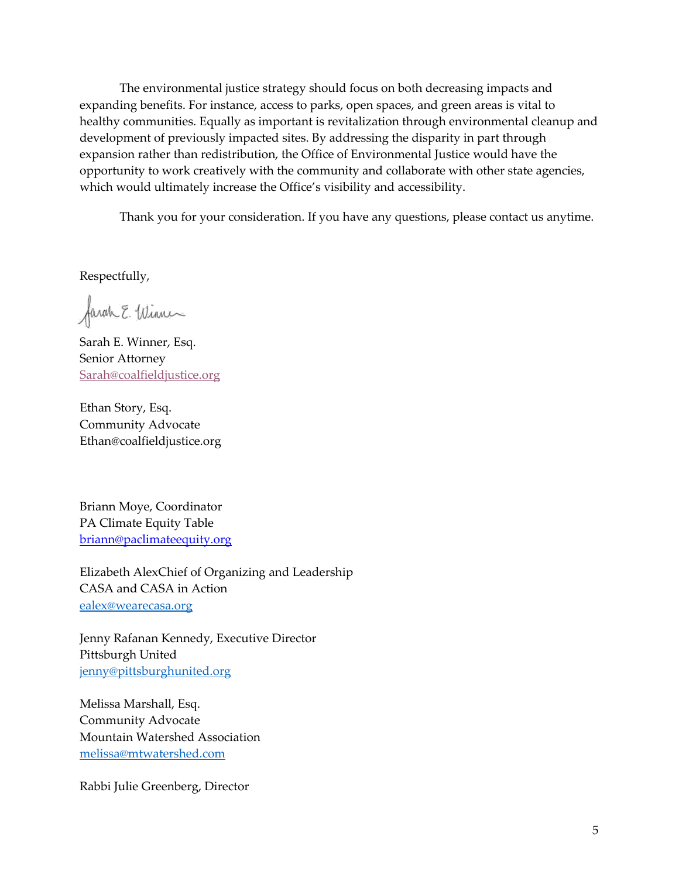The environmental justice strategy should focus on both decreasing impacts and expanding benefits. For instance, access to parks, open spaces, and green areas is vital to healthy communities. Equally as important is revitalization through environmental cleanup and development of previously impacted sites. By addressing the disparity in part through expansion rather than redistribution, the Office of Environmental Justice would have the opportunity to work creatively with the community and collaborate with other state agencies, which would ultimately increase the Office's visibility and accessibility.

Thank you for your consideration. If you have any questions, please contact us anytime.

Respectfully,

Sarah E. Winner, Esq.
Senior Attorney
Sarah@coalfieldjustice.org

Ethan Story, Esq.
Community Advocate
Ethan@coalfieldjustice.org

Briann Moye, Coordinator
PA Climate Equity Table
briann@paclimateequity.org

Elizabeth AlexChief of Organizing and Leadership
CASA and CASA in Action
ealex@wearecasa.org

Jenny Rafanan Kennedy, Executive Director
Pittsburgh United
jenny@pittsburghunited.org

Melissa Marshall, Esq.
Community Advocate
Mountain Watershed Association
melissa@mtwatershed.com

Rabbi Julie Greenberg, Director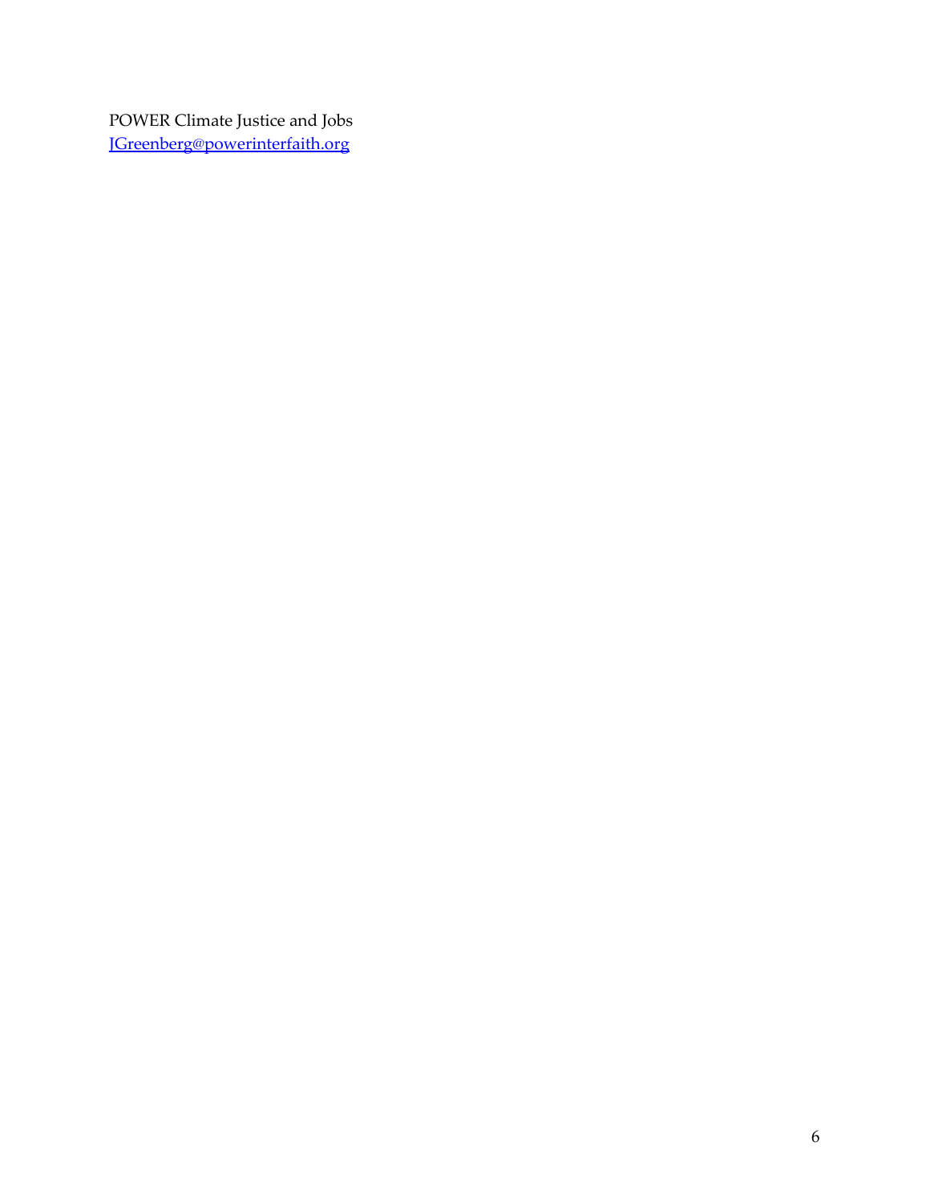POWER Climate Justice and Jobs
JGreenberg@powerinterfaith.org